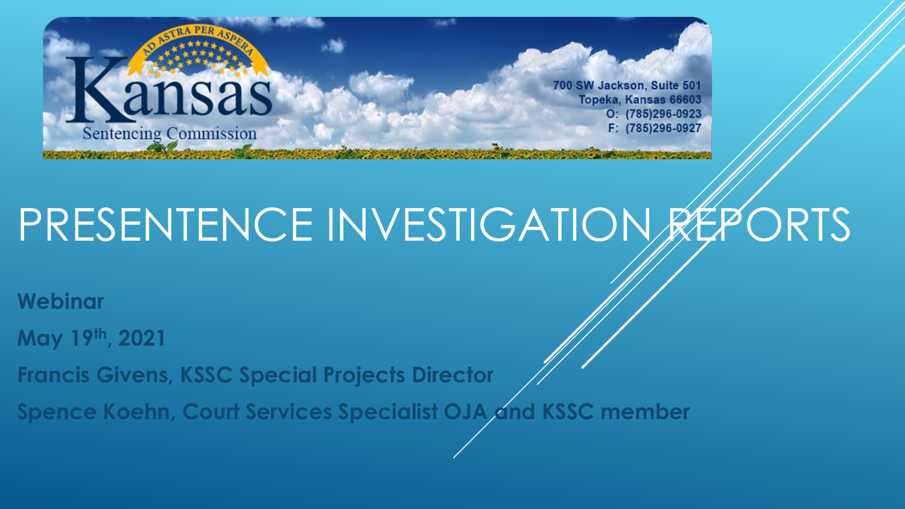Kansas Sentencing Commission

AD ASTRA PER ASPERA

700 SW Jackson, Suite 501
Topeka, Kansas 66603
O: (785)296-0923
F: (785)296-0927

# PRESENTENCE INVESTIGATION REPORTS

**Webinar**

**May 19th, 2021**

**Francis Givens, KSSC Special Projects Director**

**Spence Koehn, Court Services Specialist OJA and KSSC member**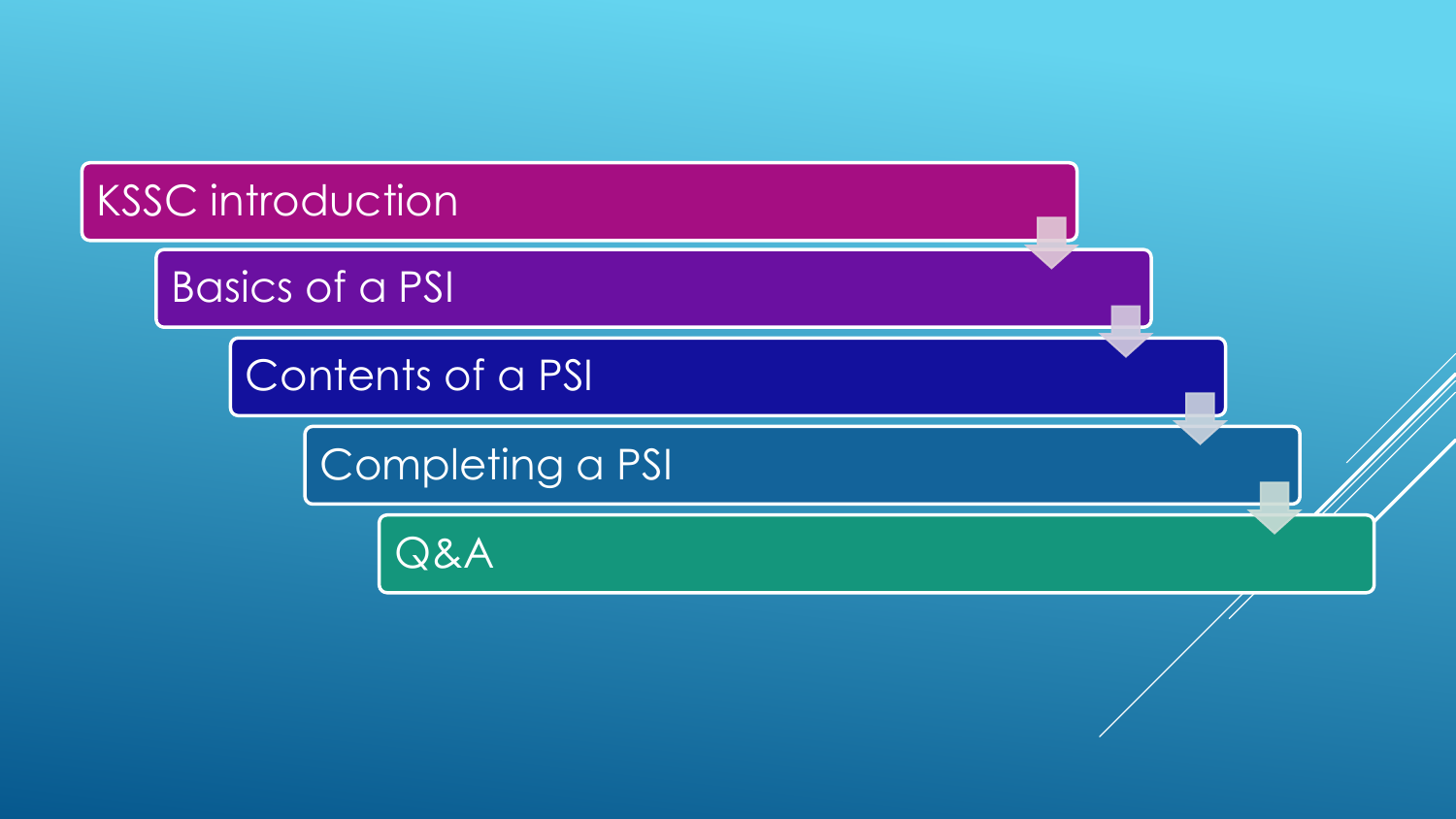- KSSC introduction
- Basics of a PSI
- Contents of a PSI
- Completing a PSI
- Q&A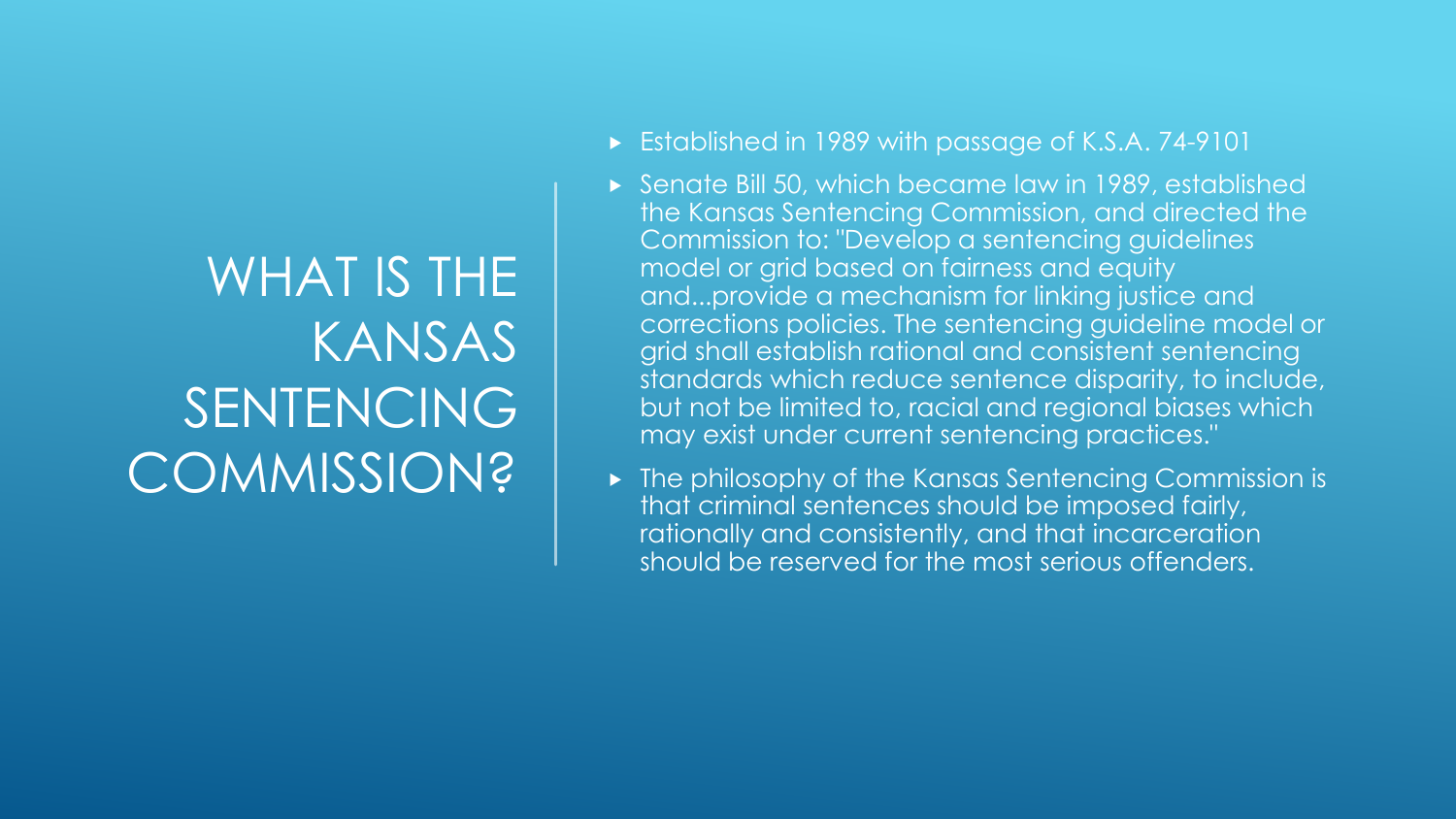# WHAT IS THE KANSAS SENTENCING COMMISSION?

- Established in 1989 with passage of K.S.A. 74-9101
- Senate Bill 50, which became law in 1989, established the Kansas Sentencing Commission, and directed the Commission to: "Develop a sentencing guidelines model or grid based on fairness and equity and...provide a mechanism for linking justice and corrections policies. The sentencing guideline model or grid shall establish rational and consistent sentencing standards which reduce sentence disparity, to include, but not be limited to, racial and regional biases which may exist under current sentencing practices."
- The philosophy of the Kansas Sentencing Commission is that criminal sentences should be imposed fairly, rationally and consistently, and that incarceration should be reserved for the most serious offenders.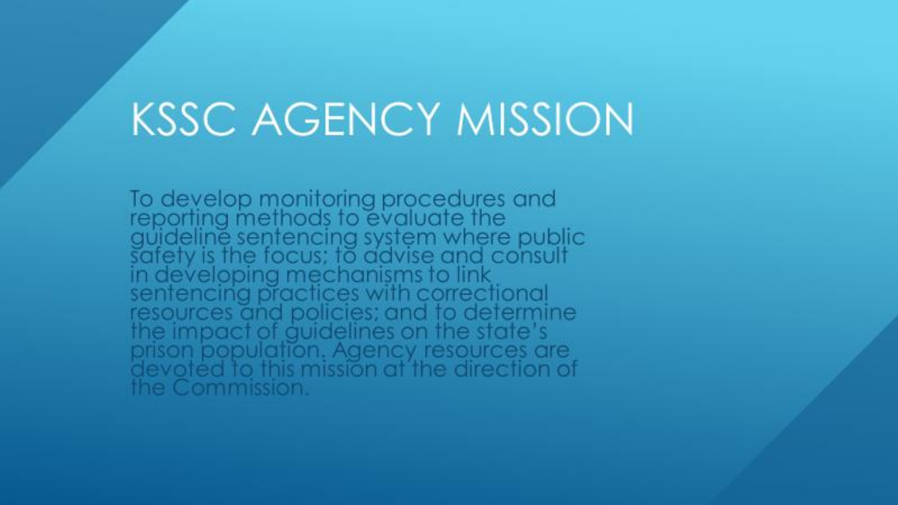# KSSC AGENCY MISSION

To develop monitoring procedures and reporting methods to evaluate the guideline sentencing system where public safety is the focus; to advise and consult in developing mechanisms to link sentencing practices with correctional resources and policies; and to determine the impact of guidelines on the state's prison population. Agency resources are devoted to this mission at the direction of the Commission.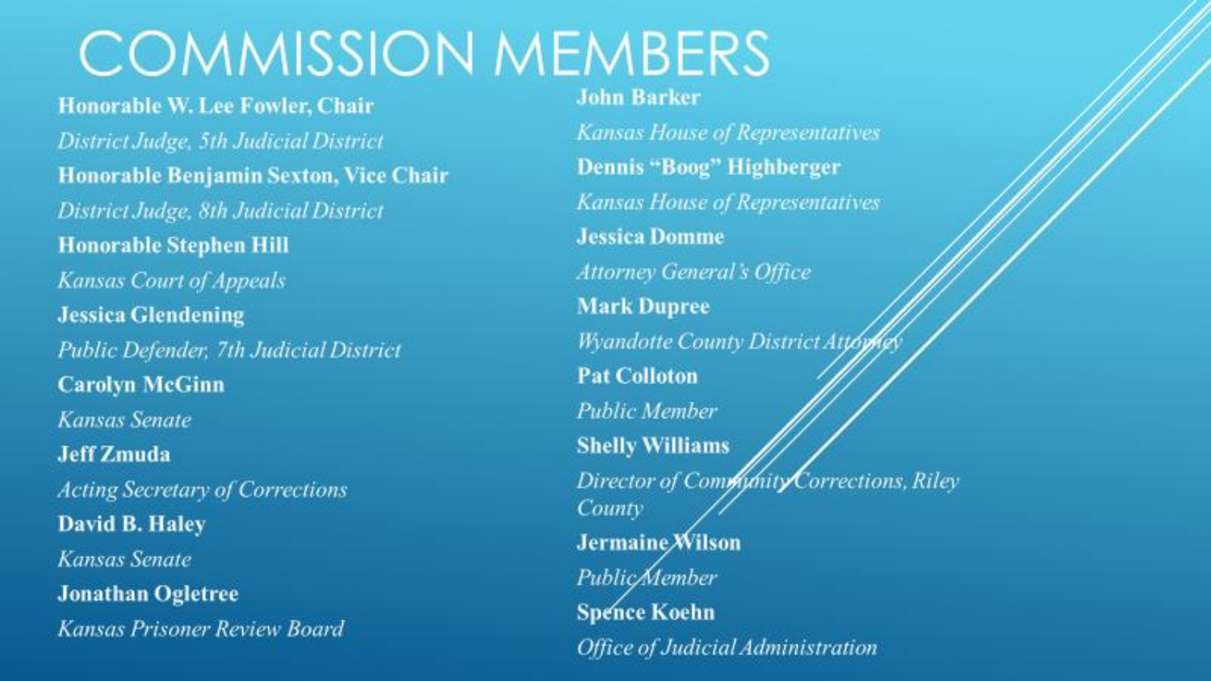# COMMISSION MEMBERS

**Honorable W. Lee Fowler, Chair**
*District Judge, 5th Judicial District*

**Honorable Benjamin Sexton, Vice Chair**
*District Judge, 8th Judicial District*

**Honorable Stephen Hill**
*Kansas Court of Appeals*

**Jessica Glendening**
*Public Defender, 7th Judicial District*

**Carolyn McGinn**
*Kansas Senate*

**Jeff Zmuda**
*Acting Secretary of Corrections*

**David B. Haley**
*Kansas Senate*

**Jonathan Ogletree**
*Kansas Prisoner Review Board*

**John Barker**
*Kansas House of Representatives*

**Dennis "Boog" Highberger**
*Kansas House of Representatives*

**Jessica Domme**
*Attorney General's Office*

**Mark Dupree**
*Wyandotte County District Attorney*

**Pat Colloton**
*Public Member*

**Shelly Williams**
*Director of Community Corrections, Riley County*

**Jermaine Wilson**
*Public Member*

**Spence Koehn**
*Office of Judicial Administration*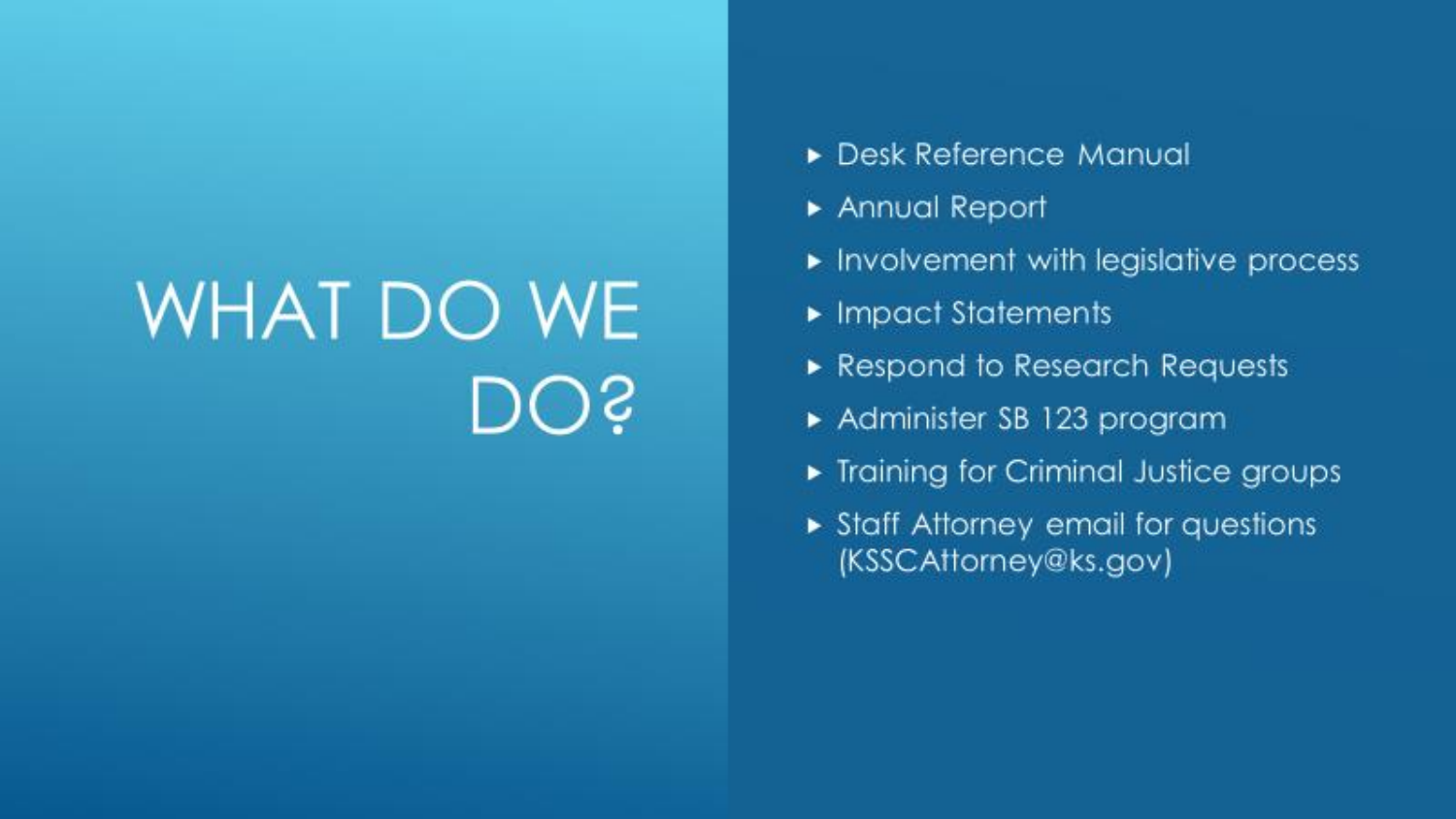# WHAT DO WE DO?

- Desk Reference Manual
- Annual Report
- Involvement with legislative process
- Impact Statements
- Respond to Research Requests
- Administer SB 123 program
- Training for Criminal Justice groups
- Staff Attorney email for questions (KSSCAttorney@ks.gov)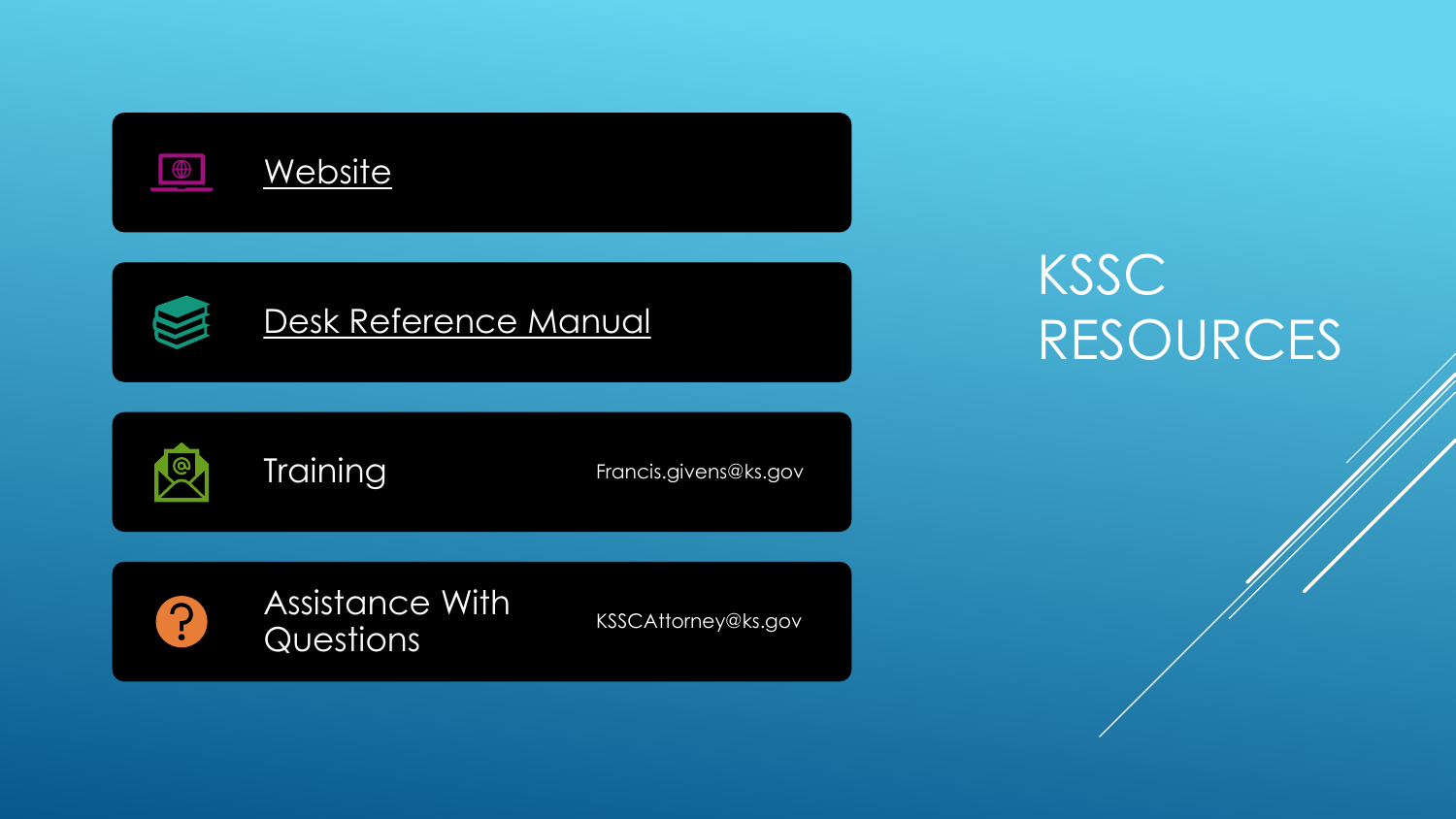# KSSC RESOURCES

- Website
- Desk Reference Manual
- Training — Francis.givens@ks.gov
- Assistance With Questions — KSSCAttorney@ks.gov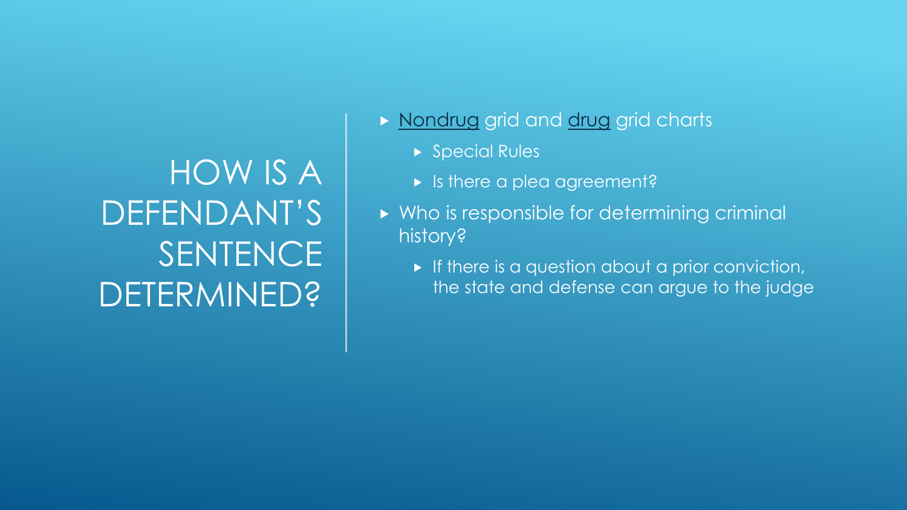# HOW IS A DEFENDANT'S SENTENCE DETERMINED?

- Nondrug grid and drug grid charts
  - Special Rules
  - Is there a plea agreement?
- Who is responsible for determining criminal history?
  - If there is a question about a prior conviction, the state and defense can argue to the judge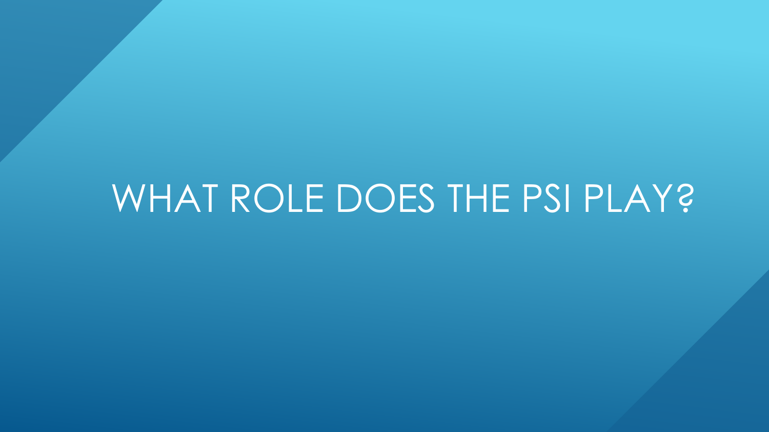# WHAT ROLE DOES THE PSI PLAY?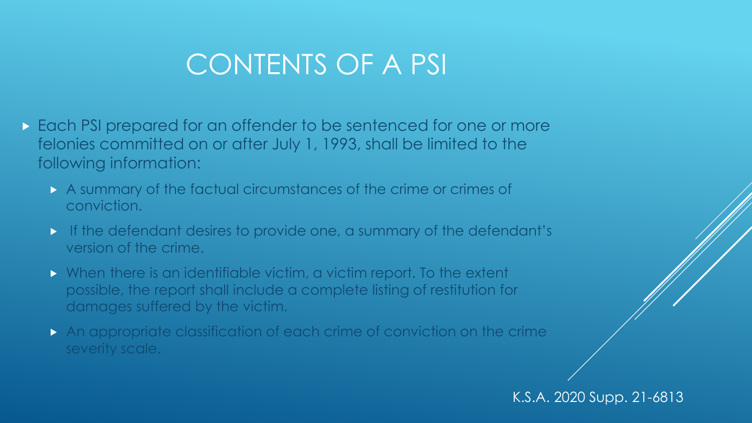# CONTENTS OF A PSI

- Each PSI prepared for an offender to be sentenced for one or more felonies committed on or after July 1, 1993, shall be limited to the following information:
  - A summary of the factual circumstances of the crime or crimes of conviction.
  - If the defendant desires to provide one, a summary of the defendant's version of the crime.
  - When there is an identifiable victim, a victim report. To the extent possible, the report shall include a complete listing of restitution for damages suffered by the victim.
  - An appropriate classification of each crime of conviction on the crime severity scale.

K.S.A. 2020 Supp. 21-6813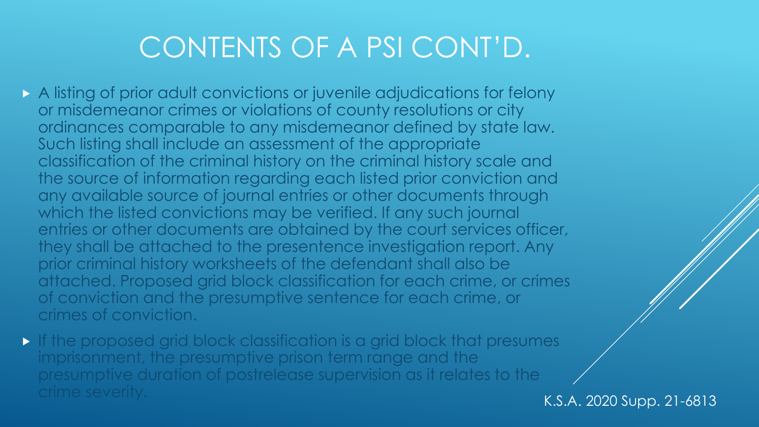# CONTENTS OF A PSI CONT'D.

- A listing of prior adult convictions or juvenile adjudications for felony or misdemeanor crimes or violations of county resolutions or city ordinances comparable to any misdemeanor defined by state law. Such listing shall include an assessment of the appropriate classification of the criminal history on the criminal history scale and the source of information regarding each listed prior conviction and any available source of journal entries or other documents through which the listed convictions may be verified. If any such journal entries or other documents are obtained by the court services officer, they shall be attached to the presentence investigation report. Any prior criminal history worksheets of the defendant shall also be attached. Proposed grid block classification for each crime, or crimes of conviction and the presumptive sentence for each crime, or crimes of conviction.
- If the proposed grid block classification is a grid block that presumes imprisonment, the presumptive prison term range and the presumptive duration of postrelease supervision as it relates to the crime severity.

K.S.A. 2020 Supp. 21-6813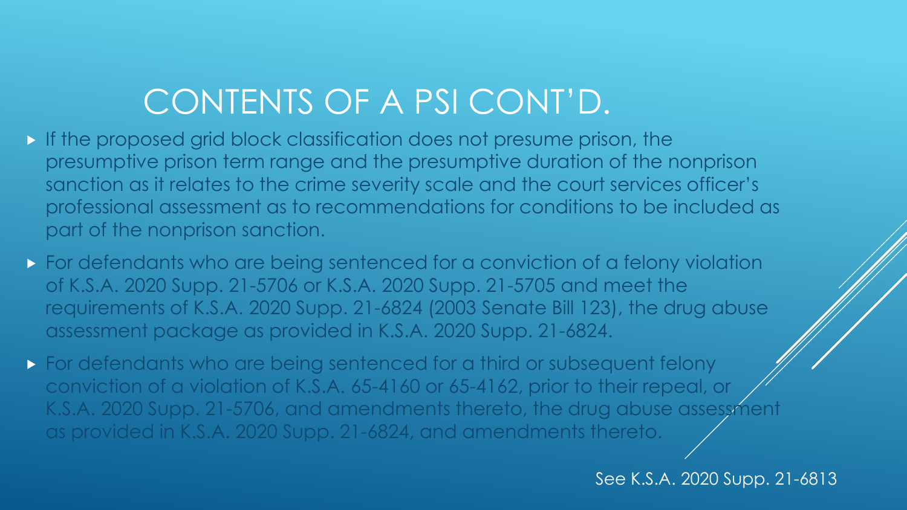# CONTENTS OF A PSI CONT'D.

- If the proposed grid block classification does not presume prison, the presumptive prison term range and the presumptive duration of the nonprison sanction as it relates to the crime severity scale and the court services officer's professional assessment as to recommendations for conditions to be included as part of the nonprison sanction.
- For defendants who are being sentenced for a conviction of a felony violation of K.S.A. 2020 Supp. 21-5706 or K.S.A. 2020 Supp. 21-5705 and meet the requirements of K.S.A. 2020 Supp. 21-6824 (2003 Senate Bill 123), the drug abuse assessment package as provided in K.S.A. 2020 Supp. 21-6824.
- For defendants who are being sentenced for a third or subsequent felony conviction of a violation of K.S.A. 65-4160 or 65-4162, prior to their repeal, or K.S.A. 2020 Supp. 21-5706, and amendments thereto, the drug abuse assessment as provided in K.S.A. 2020 Supp. 21-6824, and amendments thereto.

See K.S.A. 2020 Supp. 21-6813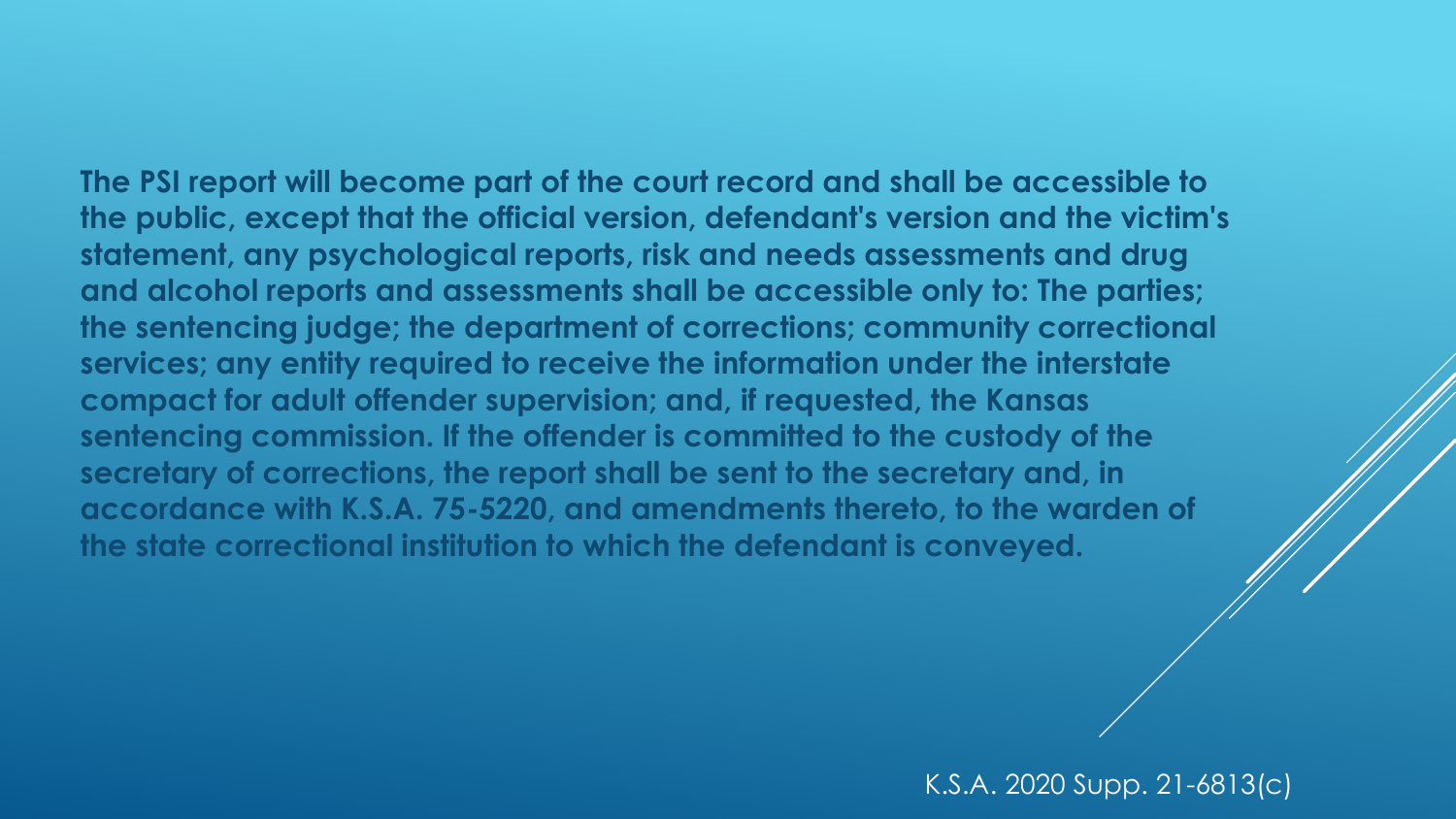**The PSI report will become part of the court record and shall be accessible to the public, except that the official version, defendant's version and the victim's statement, any psychological reports, risk and needs assessments and drug and alcohol reports and assessments shall be accessible only to: The parties; the sentencing judge; the department of corrections; community correctional services; any entity required to receive the information under the interstate compact for adult offender supervision; and, if requested, the Kansas sentencing commission. If the offender is committed to the custody of the secretary of corrections, the report shall be sent to the secretary and, in accordance with K.S.A. 75-5220, and amendments thereto, to the warden of the state correctional institution to which the defendant is conveyed.**

K.S.A. 2020 Supp. 21-6813(c)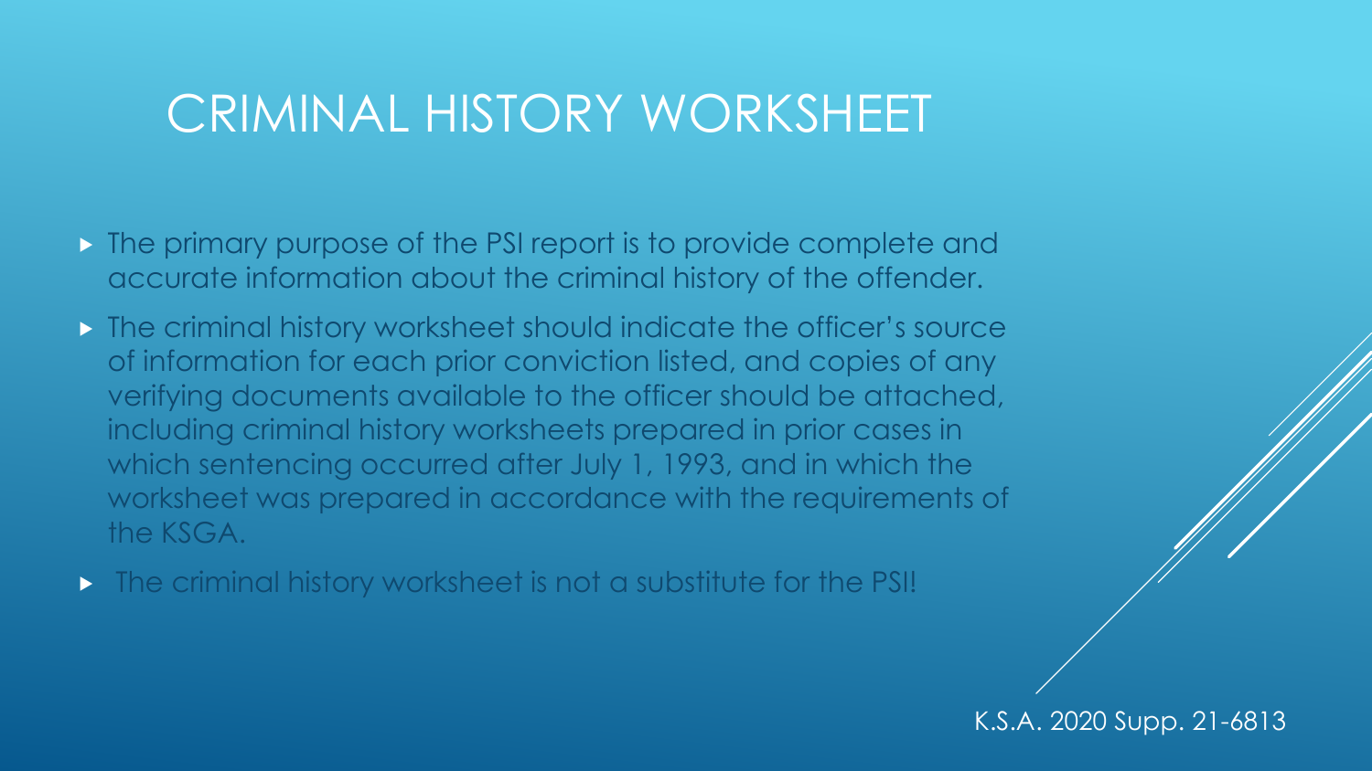# CRIMINAL HISTORY WORKSHEET

- The primary purpose of the PSI report is to provide complete and accurate information about the criminal history of the offender.
- The criminal history worksheet should indicate the officer's source of information for each prior conviction listed, and copies of any verifying documents available to the officer should be attached, including criminal history worksheets prepared in prior cases in which sentencing occurred after July 1, 1993, and in which the worksheet was prepared in accordance with the requirements of the KSGA.
- The criminal history worksheet is not a substitute for the PSI!

K.S.A. 2020 Supp. 21-6813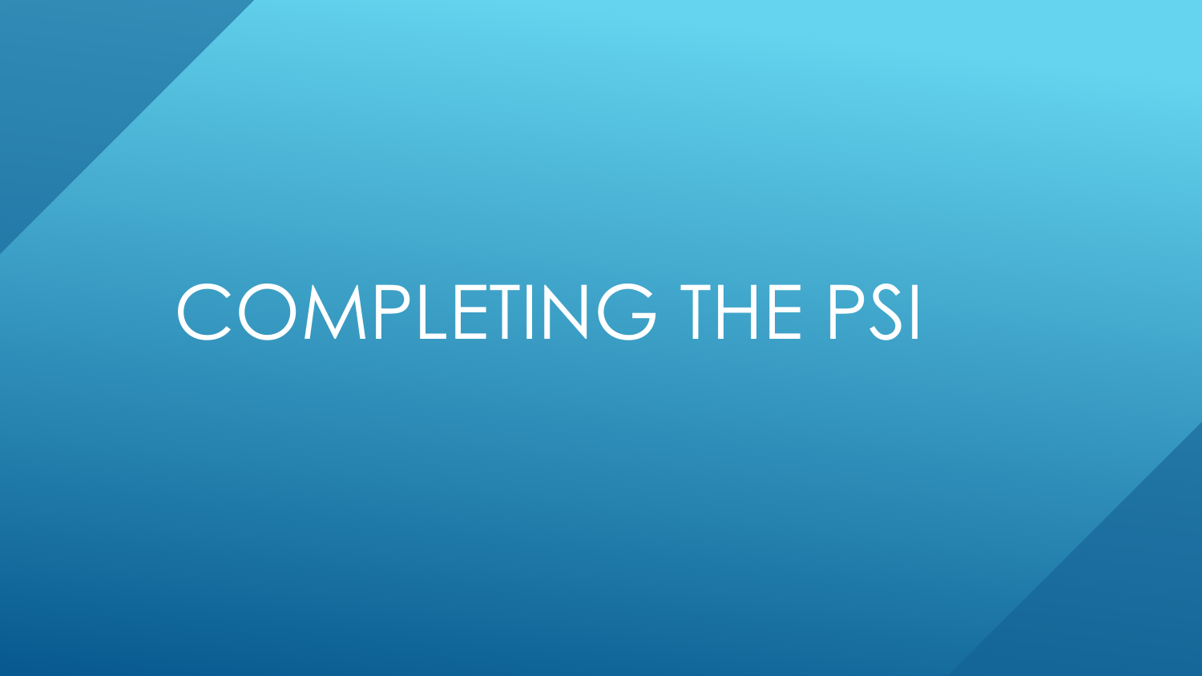# COMPLETING THE PSI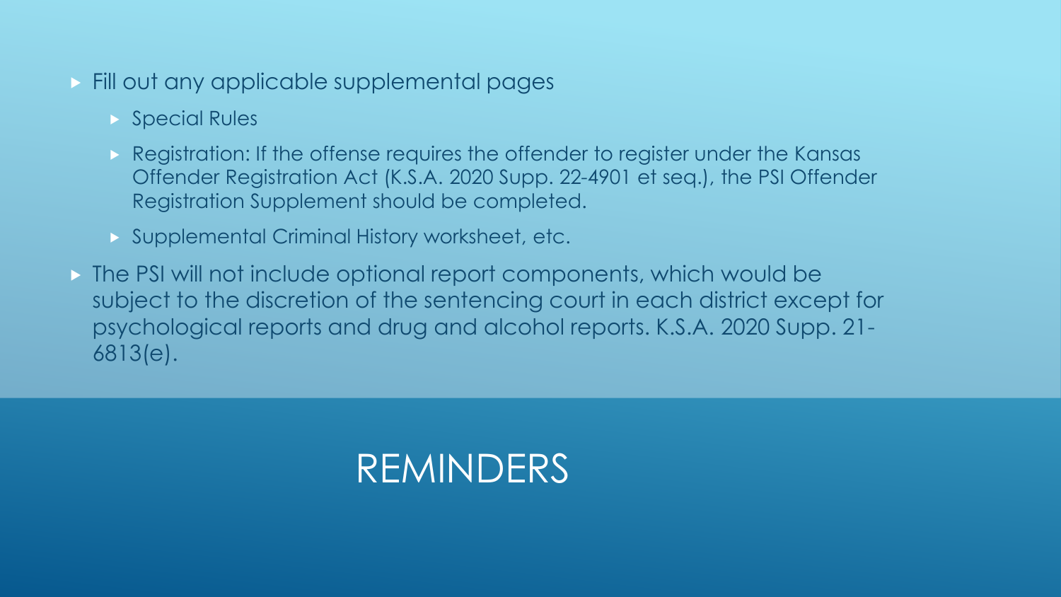- Fill out any applicable supplemental pages
  - Special Rules
  - Registration: If the offense requires the offender to register under the Kansas Offender Registration Act (K.S.A. 2020 Supp. 22-4901 et seq.), the PSI Offender Registration Supplement should be completed.
  - Supplemental Criminal History worksheet, etc.
- The PSI will not include optional report components, which would be subject to the discretion of the sentencing court in each district except for psychological reports and drug and alcohol reports. K.S.A. 2020 Supp. 21-6813(e).

# REMINDERS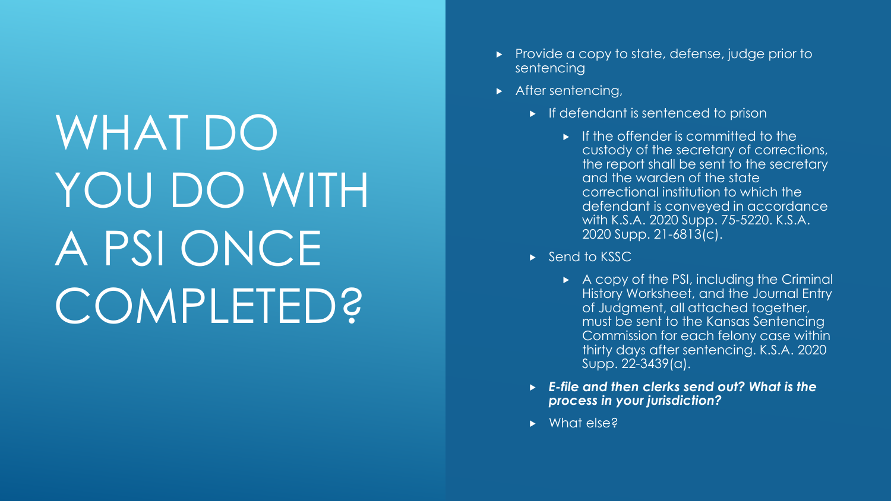# WHAT DO YOU DO WITH A PSI ONCE COMPLETED?

- Provide a copy to state, defense, judge prior to sentencing
- After sentencing,
  - If defendant is sentenced to prison
    - If the offender is committed to the custody of the secretary of corrections, the report shall be sent to the secretary and the warden of the state correctional institution to which the defendant is conveyed in accordance with K.S.A. 2020 Supp. 75-5220. K.S.A. 2020 Supp. 21-6813(c).
  - Send to KSSC
    - A copy of the PSI, including the Criminal History Worksheet, and the Journal Entry of Judgment, all attached together, must be sent to the Kansas Sentencing Commission for each felony case within thirty days after sentencing. K.S.A. 2020 Supp. 22-3439(a).
  - ***E-file and then clerks send out? What is the process in your jurisdiction?***
  - What else?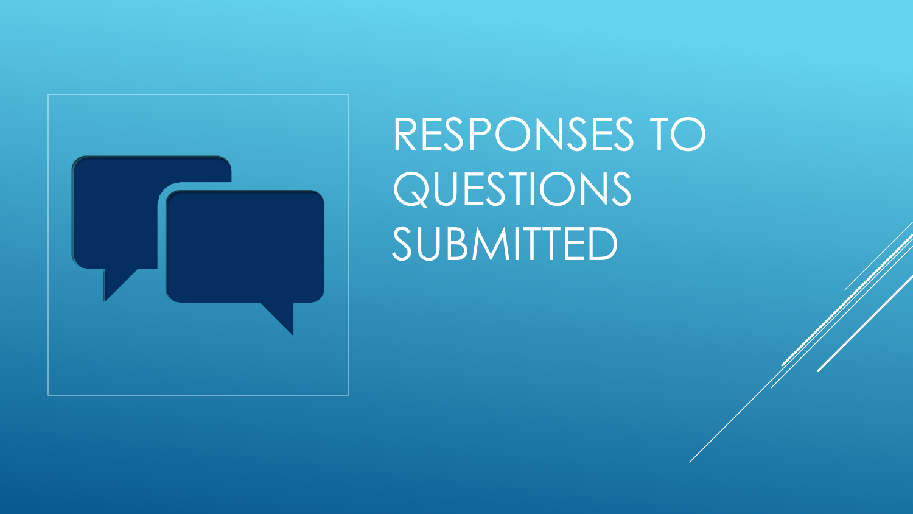# RESPONSES TO QUESTIONS SUBMITTED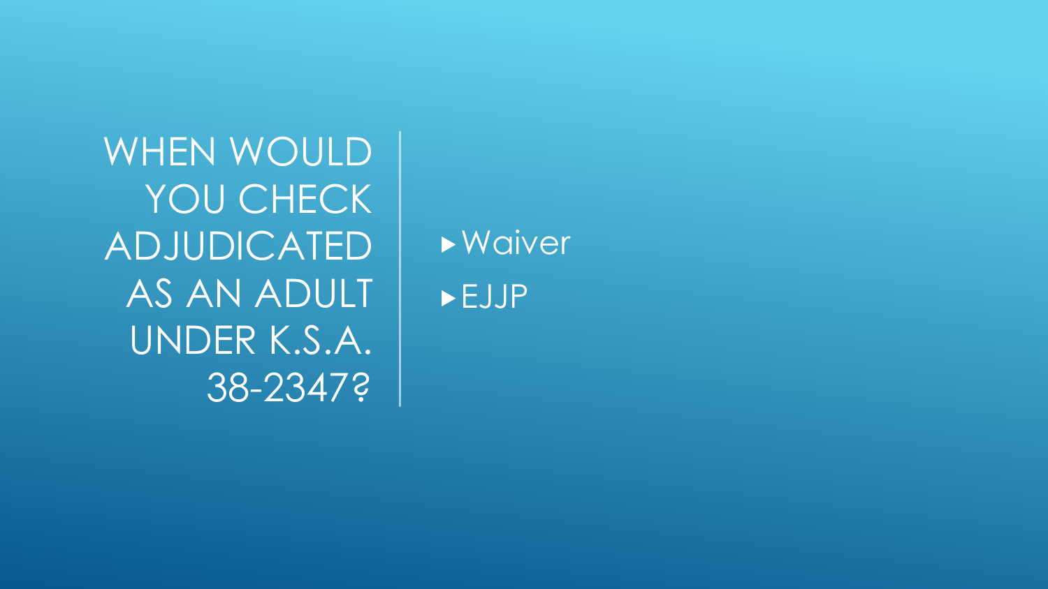# WHEN WOULD YOU CHECK ADJUDICATED AS AN ADULT UNDER K.S.A. 38-2347?

- Waiver
- EJJP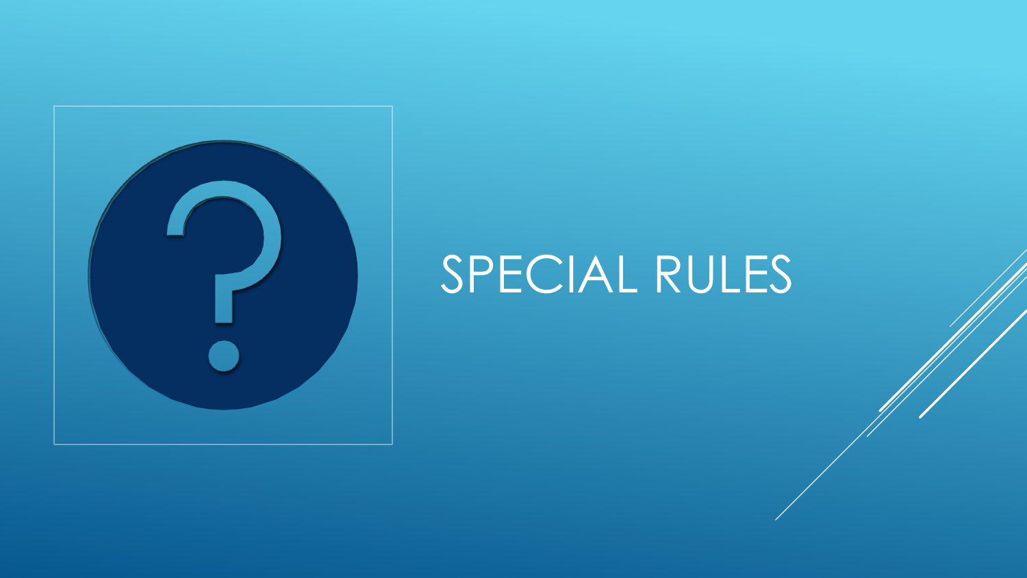# SPECIAL RULES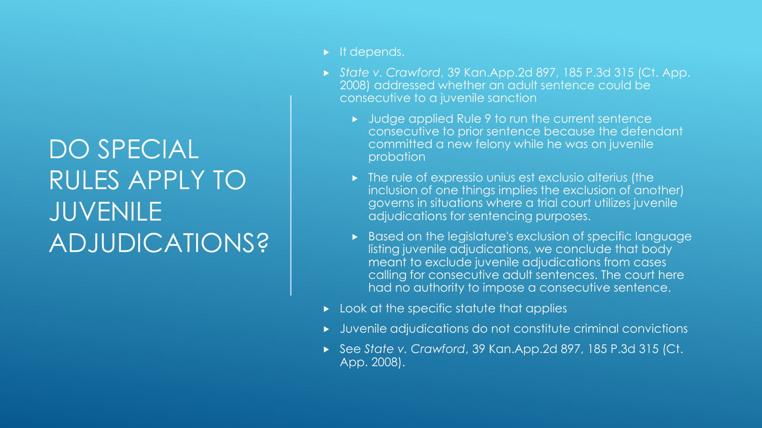# DO SPECIAL RULES APPLY TO JUVENILE ADJUDICATIONS?

- It depends.
- *State v. Crawford*, 39 Kan.App.2d 897, 185 P.3d 315 (Ct. App. 2008) addressed whether an adult sentence could be consecutive to a juvenile sanction
  - Judge applied Rule 9 to run the current sentence consecutive to prior sentence because the defendant committed a new felony while he was on juvenile probation
  - The rule of expressio unius est exclusio alterius (the inclusion of one things implies the exclusion of another) governs in situations where a trial court utilizes juvenile adjudications for sentencing purposes.
  - Based on the legislature's exclusion of specific language listing juvenile adjudications, we conclude that body meant to exclude juvenile adjudications from cases calling for consecutive adult sentences. The court here had no authority to impose a consecutive sentence.
- Look at the specific statute that applies
- Juvenile adjudications do not constitute criminal convictions
- See *State v. Crawford*, 39 Kan.App.2d 897, 185 P.3d 315 (Ct. App. 2008).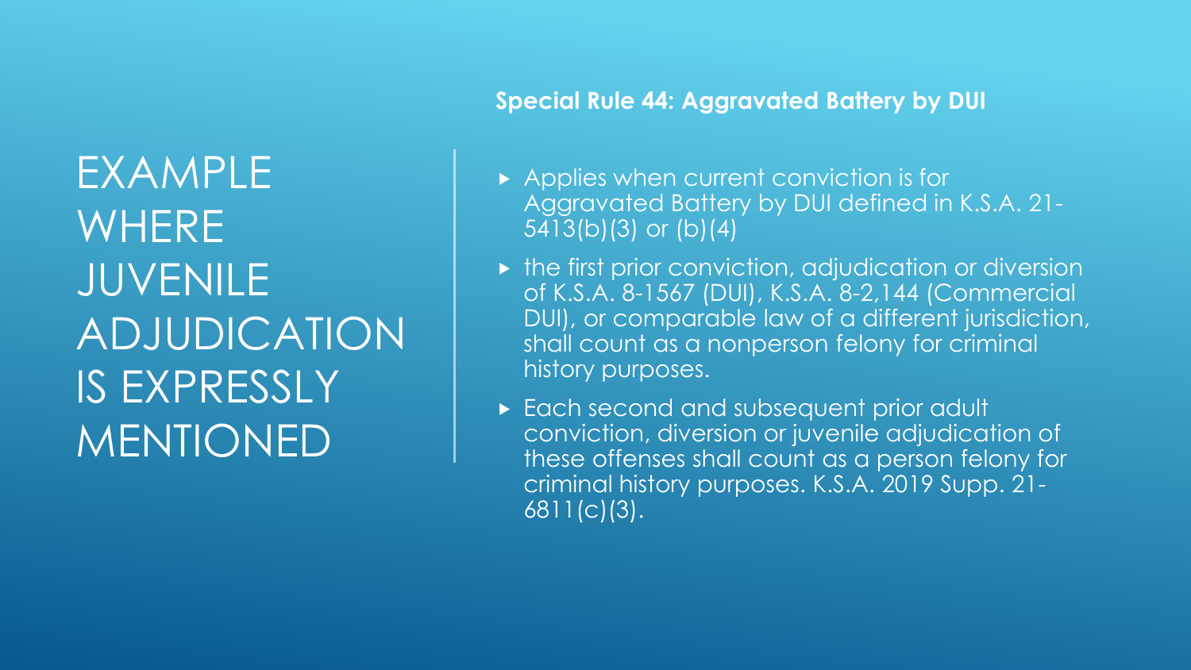# EXAMPLE WHERE JUVENILE ADJUDICATION IS EXPRESSLY MENTIONED

**Special Rule 44: Aggravated Battery by DUI**

- Applies when current conviction is for Aggravated Battery by DUI defined in K.S.A. 21-5413(b)(3) or (b)(4)
- the first prior conviction, adjudication or diversion of K.S.A. 8-1567 (DUI), K.S.A. 8-2,144 (Commercial DUI), or comparable law of a different jurisdiction, shall count as a nonperson felony for criminal history purposes.
- Each second and subsequent prior adult conviction, diversion or juvenile adjudication of these offenses shall count as a person felony for criminal history purposes. K.S.A. 2019 Supp. 21-6811(c)(3).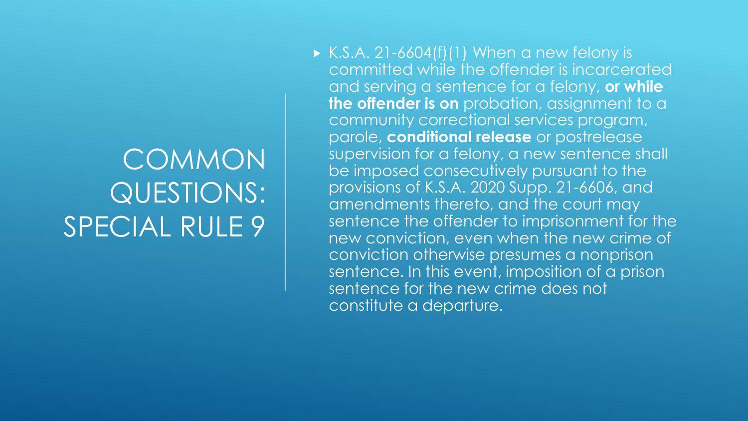# COMMON QUESTIONS: SPECIAL RULE 9

- K.S.A. 21-6604(f)(1) When a new felony is committed while the offender is incarcerated and serving a sentence for a felony, **or while the offender is on** probation, assignment to a community correctional services program, parole, **conditional release** or postrelease supervision for a felony, a new sentence shall be imposed consecutively pursuant to the provisions of K.S.A. 2020 Supp. 21-6606, and amendments thereto, and the court may sentence the offender to imprisonment for the new conviction, even when the new crime of conviction otherwise presumes a nonprison sentence. In this event, imposition of a prison sentence for the new crime does not constitute a departure.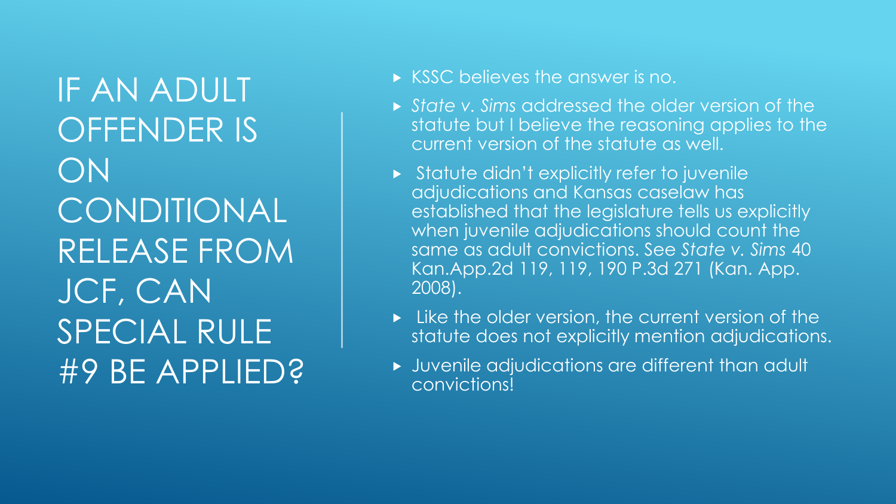# IF AN ADULT OFFENDER IS ON CONDITIONAL RELEASE FROM JCF, CAN SPECIAL RULE #9 BE APPLIED?

- KSSC believes the answer is no.
- *State v. Sims* addressed the older version of the statute but I believe the reasoning applies to the current version of the statute as well.
- Statute didn't explicitly refer to juvenile adjudications and Kansas caselaw has established that the legislature tells us explicitly when juvenile adjudications should count the same as adult convictions. See *State v. Sims* 40 Kan.App.2d 119, 119, 190 P.3d 271 (Kan. App. 2008).
- Like the older version, the current version of the statute does not explicitly mention adjudications.
- Juvenile adjudications are different than adult convictions!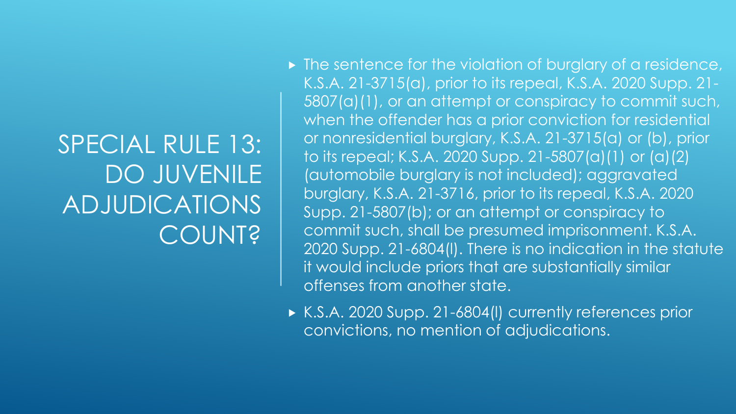# SPECIAL RULE 13: DO JUVENILE ADJUDICATIONS COUNT?

- The sentence for the violation of burglary of a residence, K.S.A. 21-3715(a), prior to its repeal, K.S.A. 2020 Supp. 21-5807(a)(1), or an attempt or conspiracy to commit such, when the offender has a prior conviction for residential or nonresidential burglary, K.S.A. 21-3715(a) or (b), prior to its repeal; K.S.A. 2020 Supp. 21-5807(a)(1) or (a)(2) (automobile burglary is not included); aggravated burglary, K.S.A. 21-3716, prior to its repeal, K.S.A. 2020 Supp. 21-5807(b); or an attempt or conspiracy to commit such, shall be presumed imprisonment. K.S.A. 2020 Supp. 21-6804(l). There is no indication in the statute it would include priors that are substantially similar offenses from another state.
- K.S.A. 2020 Supp. 21-6804(l) currently references prior convictions, no mention of adjudications.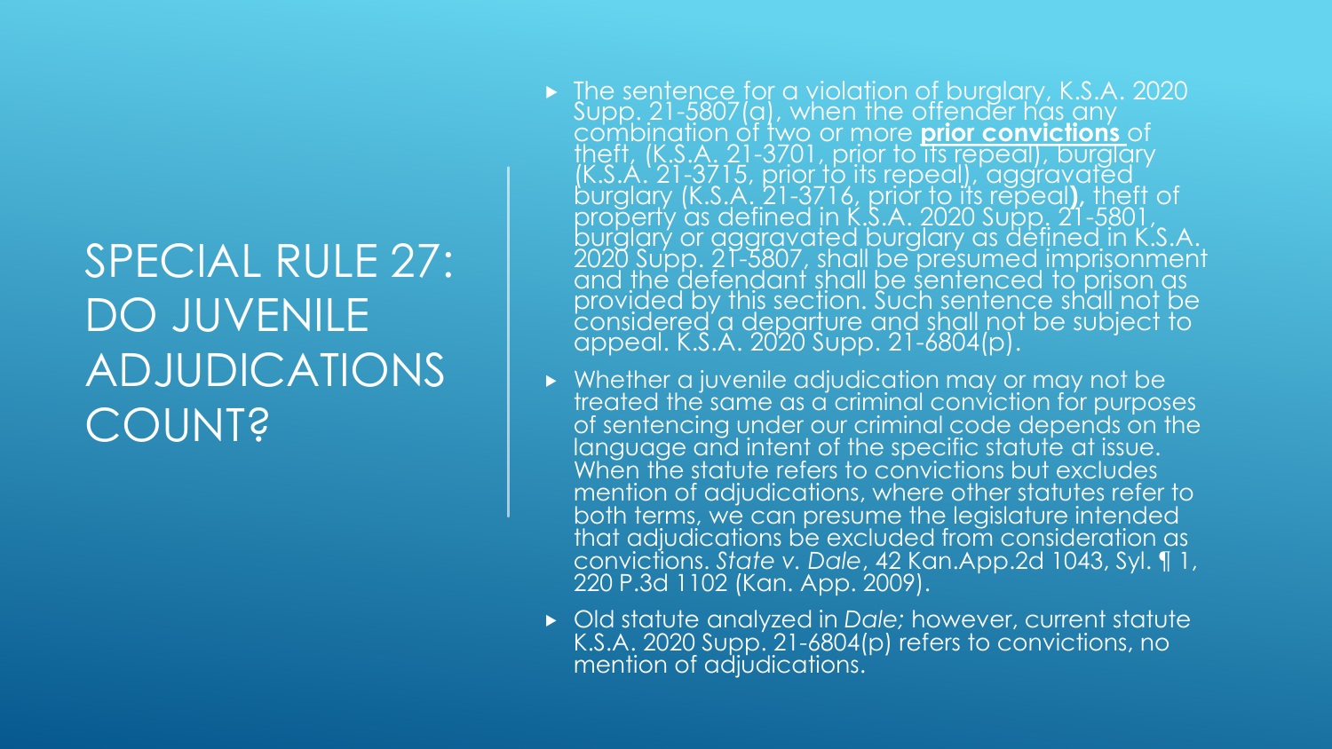# SPECIAL RULE 27: DO JUVENILE ADJUDICATIONS COUNT?

- The sentence for a violation of burglary, K.S.A. 2020 Supp. 21-5807(a), when the offender has any combination of two or more **prior convictions** of theft, (K.S.A. 21-3701, prior to its repeal), burglary (K.S.A. 21-3715, prior to its repeal), aggravated burglary (K.S.A. 21-3716, prior to its repeal**)**, theft of property as defined in K.S.A. 2020 Supp. 21-5801, burglary or aggravated burglary as defined in K.S.A. 2020 Supp. 21-5807, shall be presumed imprisonment and the defendant shall be sentenced to prison as provided by this section. Such sentence shall not be considered a departure and shall not be subject to appeal. K.S.A. 2020 Supp. 21-6804(p).
- Whether a juvenile adjudication may or may not be treated the same as a criminal conviction for purposes of sentencing under our criminal code depends on the language and intent of the specific statute at issue. When the statute refers to convictions but excludes mention of adjudications, where other statutes refer to both terms, we can presume the legislature intended that adjudications be excluded from consideration as convictions. *State v. Dale*, 42 Kan.App.2d 1043, Syl. ¶ 1, 220 P.3d 1102 (Kan. App. 2009).
- Old statute analyzed in *Dale;* however, current statute K.S.A. 2020 Supp. 21-6804(p) refers to convictions, no mention of adjudications.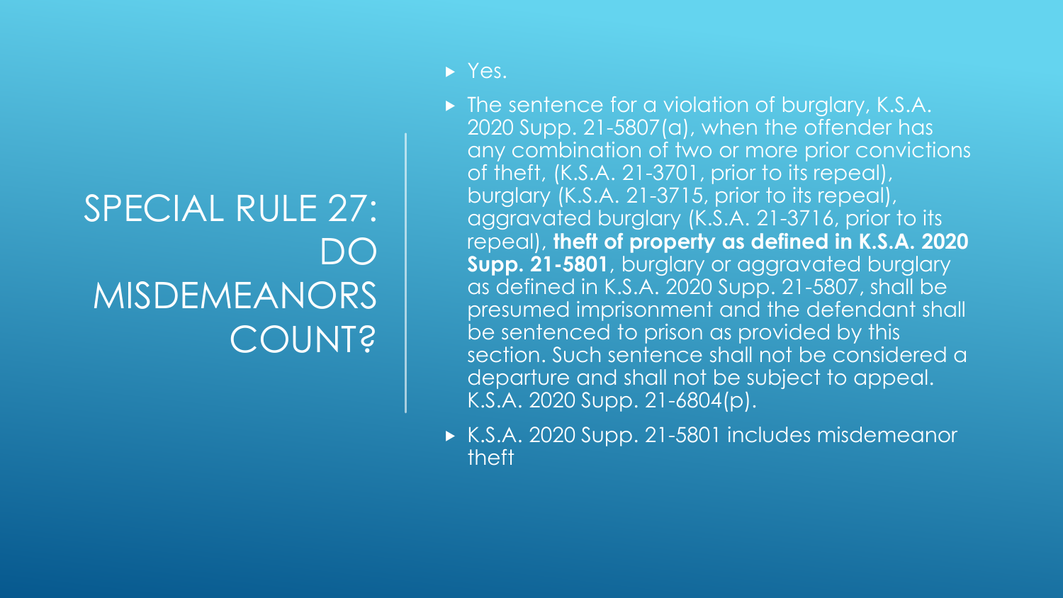# SPECIAL RULE 27: DO MISDEMEANORS COUNT?

- Yes.
- The sentence for a violation of burglary, K.S.A. 2020 Supp. 21-5807(a), when the offender has any combination of two or more prior convictions of theft, (K.S.A. 21-3701, prior to its repeal), burglary (K.S.A. 21-3715, prior to its repeal), aggravated burglary (K.S.A. 21-3716, prior to its repeal), **theft of property as defined in K.S.A. 2020 Supp. 21-5801**, burglary or aggravated burglary as defined in K.S.A. 2020 Supp. 21-5807, shall be presumed imprisonment and the defendant shall be sentenced to prison as provided by this section. Such sentence shall not be considered a departure and shall not be subject to appeal. K.S.A. 2020 Supp. 21-6804(p).
- K.S.A. 2020 Supp. 21-5801 includes misdemeanor theft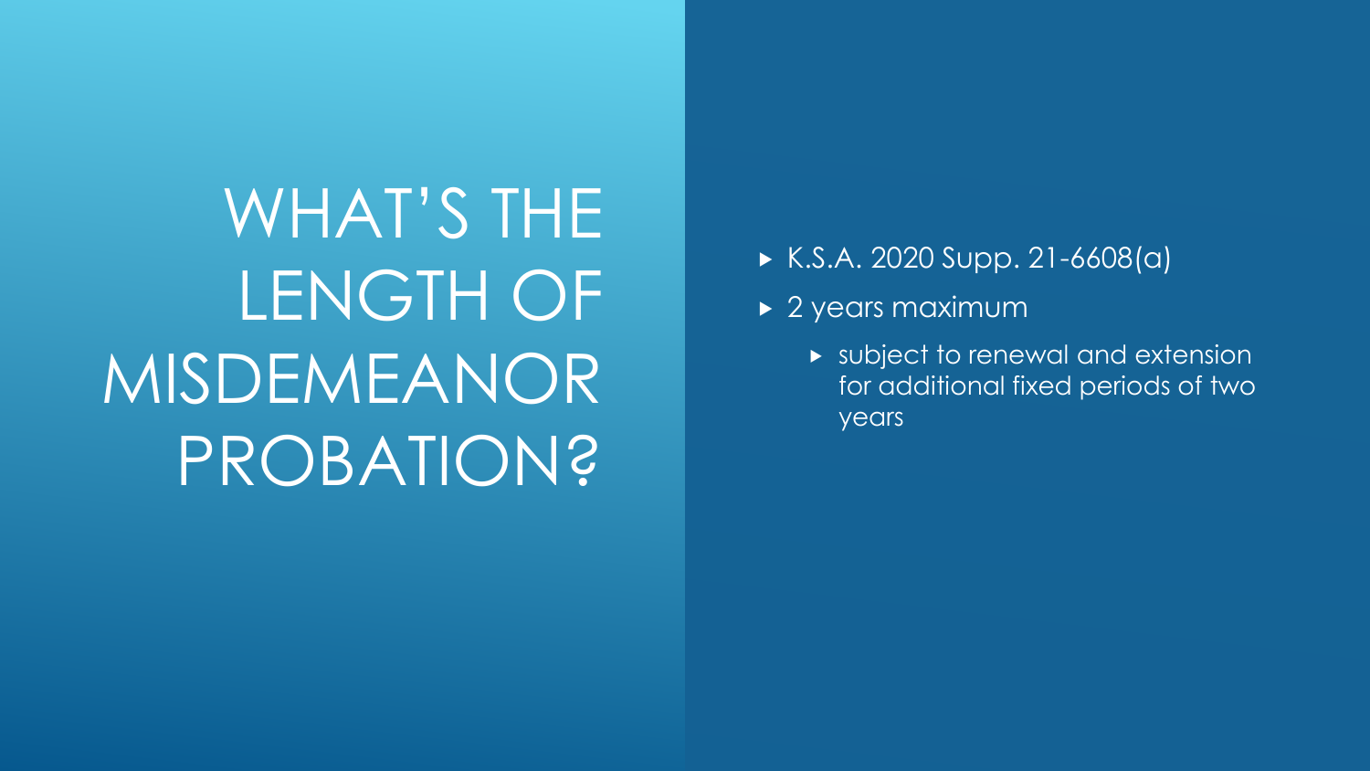# WHAT'S THE LENGTH OF MISDEMEANOR PROBATION?

- K.S.A. 2020 Supp. 21-6608(a)
- 2 years maximum
  - subject to renewal and extension for additional fixed periods of two years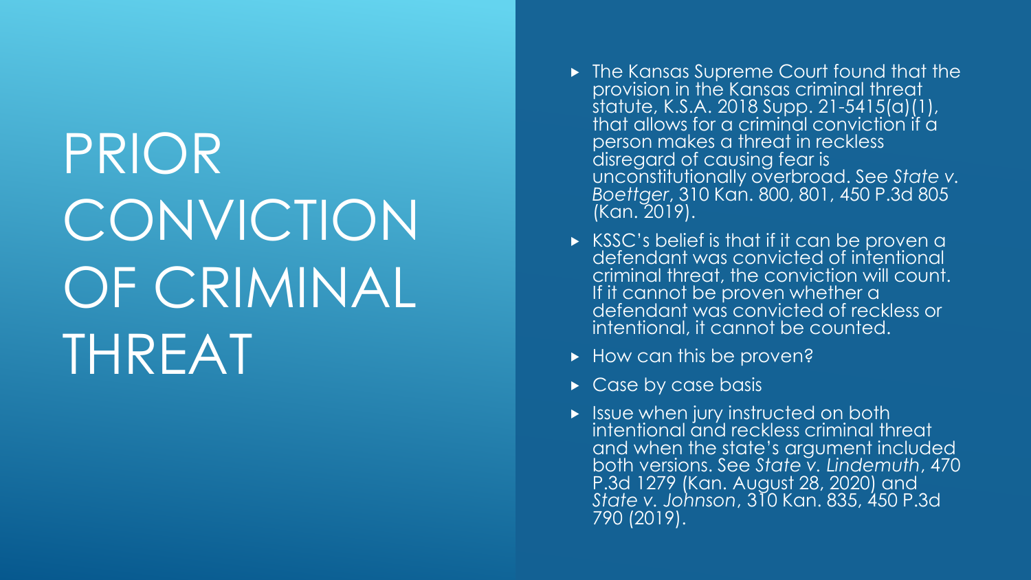# PRIOR CONVICTION OF CRIMINAL THREAT

- The Kansas Supreme Court found that the provision in the Kansas criminal threat statute, K.S.A. 2018 Supp. 21-5415(a)(1), that allows for a criminal conviction if a person makes a threat in reckless disregard of causing fear is unconstitutionally overbroad. See *State v. Boettger*, 310 Kan. 800, 801, 450 P.3d 805 (Kan. 2019).
- KSSC's belief is that if it can be proven a defendant was convicted of intentional criminal threat, the conviction will count. If it cannot be proven whether a defendant was convicted of reckless or intentional, it cannot be counted.
- How can this be proven?
- Case by case basis
- Issue when jury instructed on both intentional and reckless criminal threat and when the state's argument included both versions. See *State v. Lindemuth*, 470 P.3d 1279 (Kan. August 28, 2020) and *State v. Johnson*, 310 Kan. 835, 450 P.3d 790 (2019).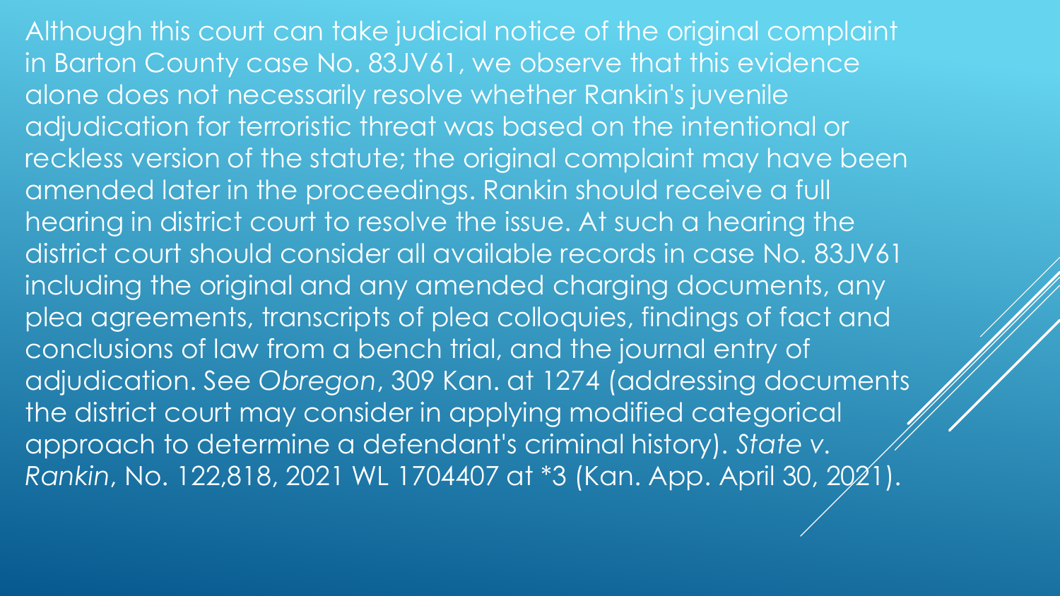Although this court can take judicial notice of the original complaint in Barton County case No. 83JV61, we observe that this evidence alone does not necessarily resolve whether Rankin's juvenile adjudication for terroristic threat was based on the intentional or reckless version of the statute; the original complaint may have been amended later in the proceedings. Rankin should receive a full hearing in district court to resolve the issue. At such a hearing the district court should consider all available records in case No. 83JV61 including the original and any amended charging documents, any plea agreements, transcripts of plea colloquies, findings of fact and conclusions of law from a bench trial, and the journal entry of adjudication. See *Obregon*, 309 Kan. at 1274 (addressing documents the district court may consider in applying modified categorical approach to determine a defendant's criminal history). *State v. Rankin*, No. 122,818, 2021 WL 1704407 at *3 (Kan. App. April 30, 2021).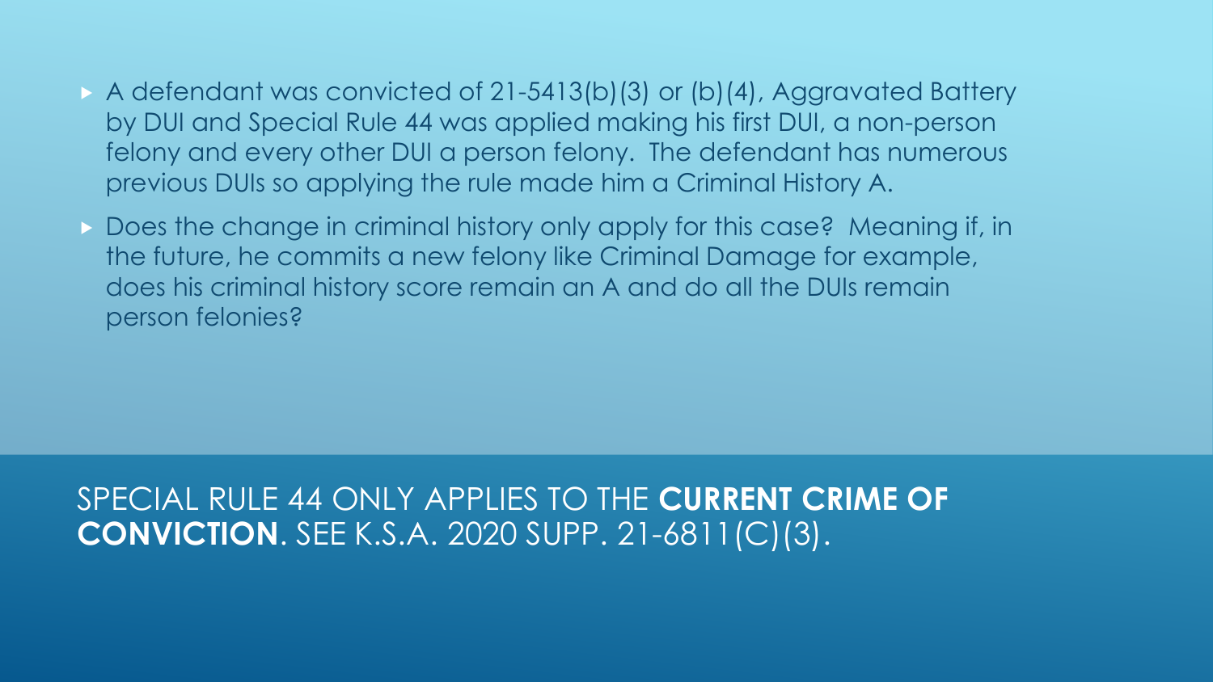- A defendant was convicted of 21-5413(b)(3) or (b)(4), Aggravated Battery by DUI and Special Rule 44 was applied making his first DUI, a non-person felony and every other DUI a person felony. The defendant has numerous previous DUIs so applying the rule made him a Criminal History A.
- Does the change in criminal history only apply for this case? Meaning if, in the future, he commits a new felony like Criminal Damage for example, does his criminal history score remain an A and do all the DUIs remain person felonies?

SPECIAL RULE 44 ONLY APPLIES TO THE **CURRENT CRIME OF CONVICTION**. SEE K.S.A. 2020 SUPP. 21-6811(C)(3).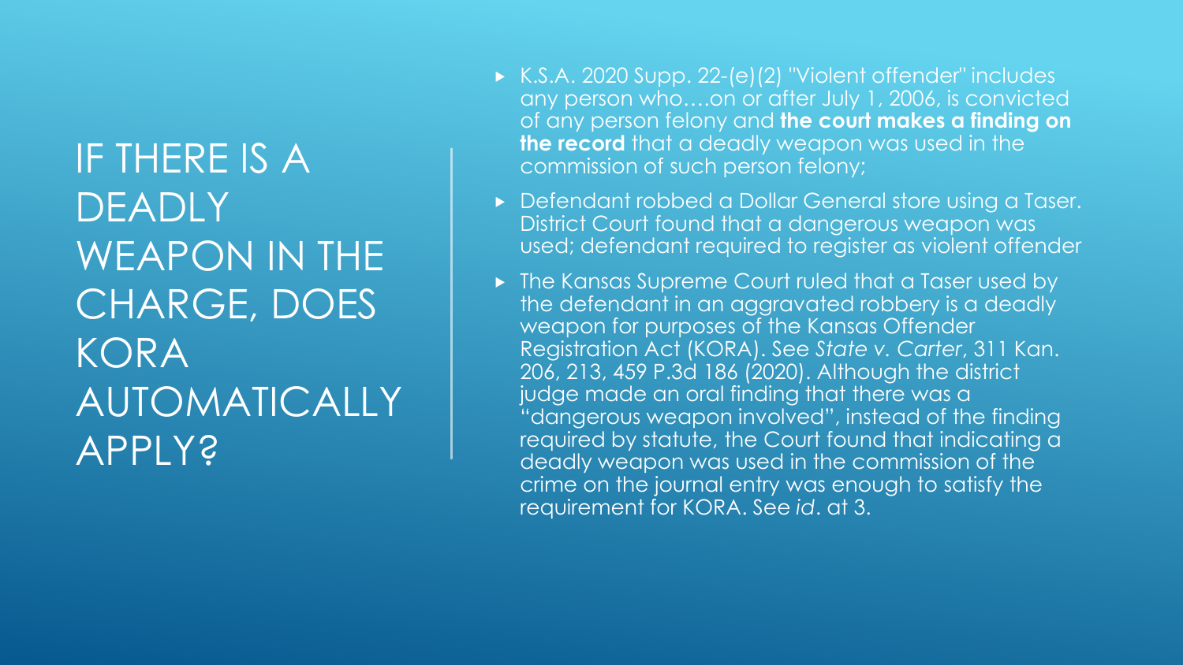# IF THERE IS A DEADLY WEAPON IN THE CHARGE, DOES KORA AUTOMATICALLY APPLY?

- K.S.A. 2020 Supp. 22-(e)(2) "Violent offender" includes any person who….on or after July 1, 2006, is convicted of any person felony and **the court makes a finding on the record** that a deadly weapon was used in the commission of such person felony;
- Defendant robbed a Dollar General store using a Taser. District Court found that a dangerous weapon was used; defendant required to register as violent offender
- The Kansas Supreme Court ruled that a Taser used by the defendant in an aggravated robbery is a deadly weapon for purposes of the Kansas Offender Registration Act (KORA). See *State v. Carter*, 311 Kan. 206, 213, 459 P.3d 186 (2020). Although the district judge made an oral finding that there was a "dangerous weapon involved", instead of the finding required by statute, the Court found that indicating a deadly weapon was used in the commission of the crime on the journal entry was enough to satisfy the requirement for KORA. See *id*. at 3.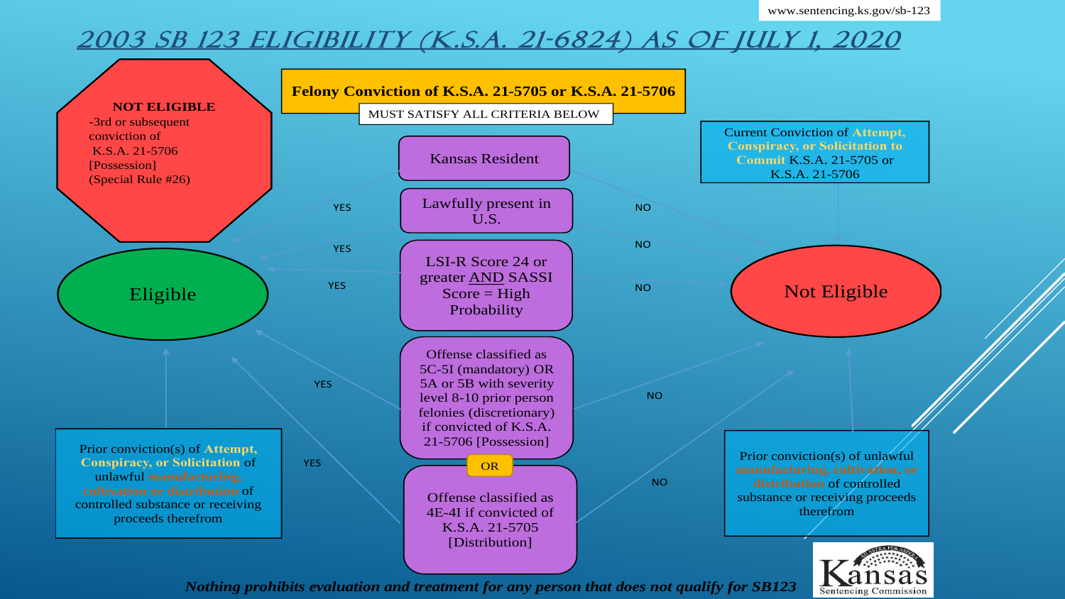# 2003 SB 123 ELIGIBILITY (K.S.A. 21-6824) AS OF JULY 1, 2020

**Felony Conviction of K.S.A. 21-5705 or K.S.A. 21-5706**

MUST SATISFY ALL CRITERIA BELOW

- Kansas Resident
- Lawfully present in U.S.
- LSI-R Score 24 or greater AND SASSI Score = High Probability
- Offense classified as 5C-5I (mandatory) OR 5A or 5B with severity level 8-10 prior person felonies (discretionary) if convicted of K.S.A. 21-5706 [Possession]

  OR

- Offense classified as 4E-4I if convicted of K.S.A. 21-5705 [Distribution]

YES → Eligible

NO → Not Eligible

**NOT ELIGIBLE**
-3rd or subsequent conviction of K.S.A. 21-5706 [Possession] (Special Rule #26)

Prior conviction(s) of **Attempt, Conspiracy, or Solicitation** of unlawful **manufacturing, cultivation or distribution** of controlled substance or receiving proceeds therefrom → YES → Eligible

Current Conviction of **Attempt, Conspiracy, or Solicitation to Commit** K.S.A. 21-5705 or K.S.A. 21-5706 → Not Eligible

Prior conviction(s) of unlawful **manufacturing, cultivation, or distribution** of controlled substance or receiving proceeds therefrom → Not Eligible

*Nothing prohibits evaluation and treatment for any person that does not qualify for SB123*

www.sentencing.ks.gov/sb-123

Kansas Sentencing Commission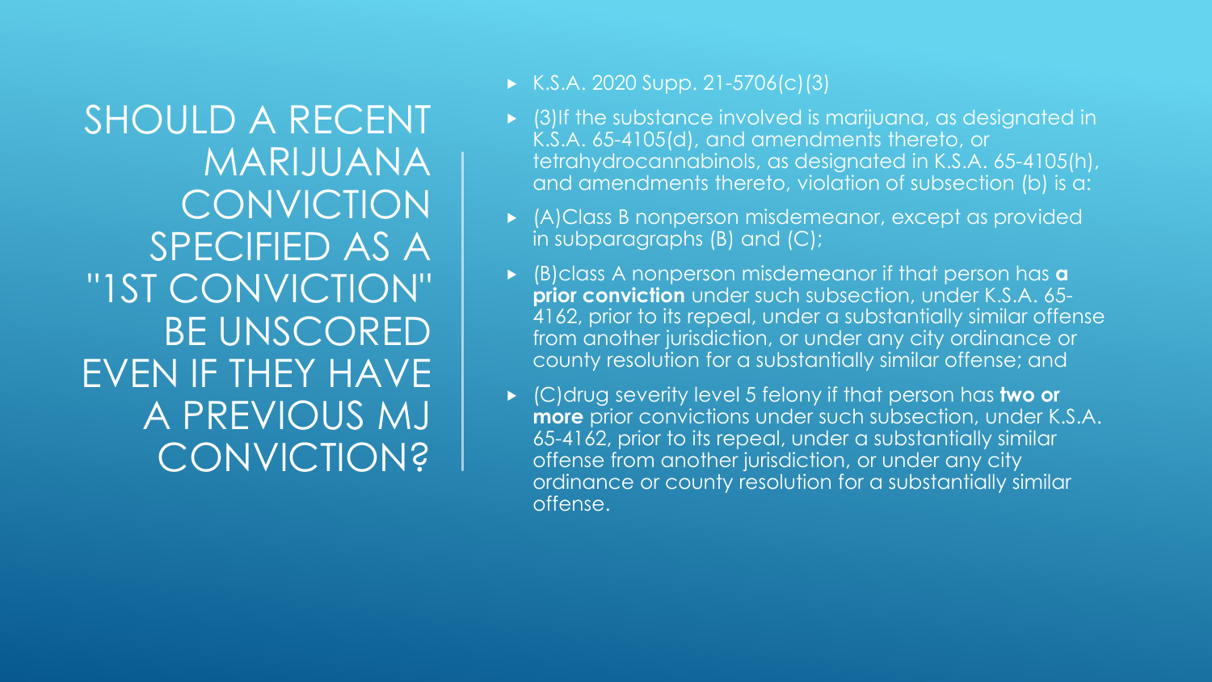# SHOULD A RECENT MARIJUANA CONVICTION SPECIFIED AS A "1ST CONVICTION" BE UNSCORED EVEN IF THEY HAVE A PREVIOUS MJ CONVICTION?

- K.S.A. 2020 Supp. 21-5706(c)(3)
- (3)If the substance involved is marijuana, as designated in K.S.A. 65-4105(d), and amendments thereto, or tetrahydrocannabinols, as designated in K.S.A. 65-4105(h), and amendments thereto, violation of subsection (b) is a:
- (A)Class B nonperson misdemeanor, except as provided in subparagraphs (B) and (C);
- (B)class A nonperson misdemeanor if that person has **a prior conviction** under such subsection, under K.S.A. 65-4162, prior to its repeal, under a substantially similar offense from another jurisdiction, or under any city ordinance or county resolution for a substantially similar offense; and
- (C)drug severity level 5 felony if that person has **two or more** prior convictions under such subsection, under K.S.A. 65-4162, prior to its repeal, under a substantially similar offense from another jurisdiction, or under any city ordinance or county resolution for a substantially similar offense.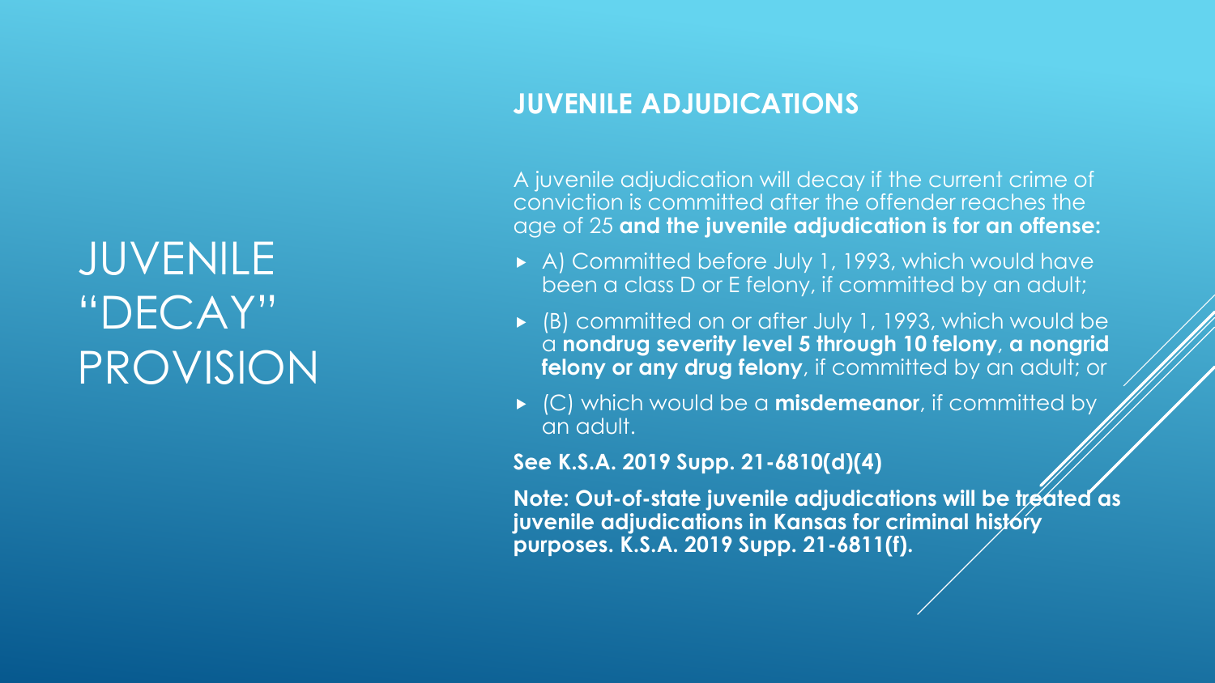# JUVENILE "DECAY" PROVISION

## JUVENILE ADJUDICATIONS

A juvenile adjudication will decay if the current crime of conviction is committed after the offender reaches the age of 25 **and the juvenile adjudication is for an offense:**

- A) Committed before July 1, 1993, which would have been a class D or E felony, if committed by an adult;
- (B) committed on or after July 1, 1993, which would be a **nondrug severity level 5 through 10 felony**, **a nongrid felony or any drug felony**, if committed by an adult; or
- (C) which would be a **misdemeanor**, if committed by an adult.

**See K.S.A. 2019 Supp. 21-6810(d)(4)**

**Note: Out-of-state juvenile adjudications will be treated as juvenile adjudications in Kansas for criminal history purposes. K.S.A. 2019 Supp. 21-6811(f).**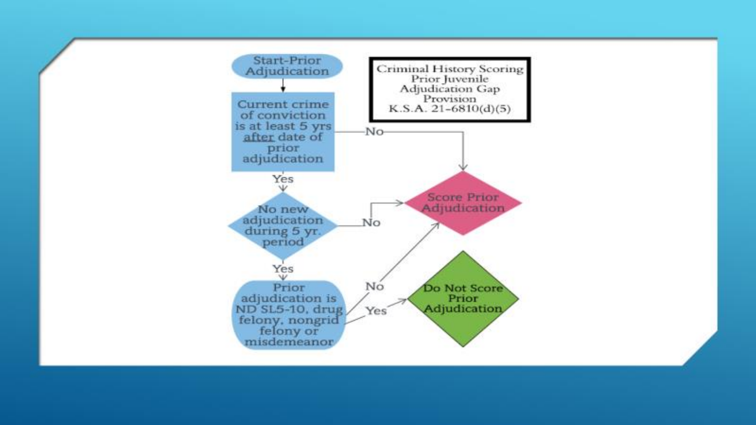# Criminal History Scoring Prior Juvenile Adjudication Gap Provision K.S.A. 21-6810(d)(5)

**Start-Prior Adjudication**

1. **Current crime of conviction is at least 5 yrs after date of prior adjudication**
   - No → **Score Prior Adjudication**
   - Yes → go to step 2
2. **No new adjudication during 5 yr. period**
   - No → **Score Prior Adjudication**
   - Yes → go to step 3
3. **Prior adjudication is ND SL5-10, drug felony, nongrid felony or misdemeanor**
   - No → **Score Prior Adjudication**
   - Yes → **Do Not Score Prior Adjudication**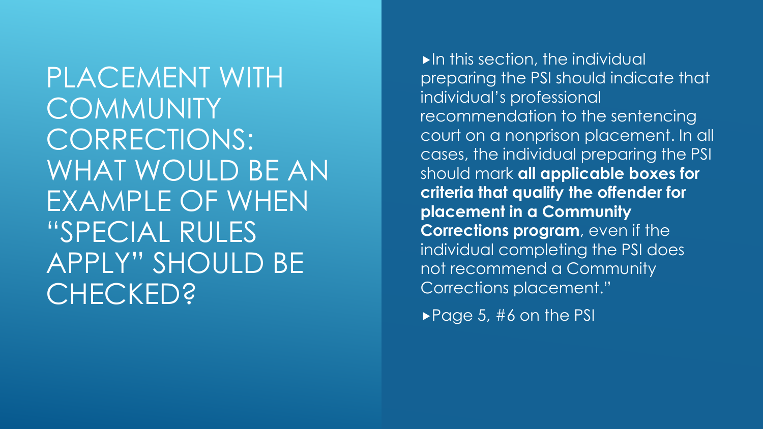# PLACEMENT WITH COMMUNITY CORRECTIONS: WHAT WOULD BE AN EXAMPLE OF WHEN "SPECIAL RULES APPLY" SHOULD BE CHECKED?

- In this section, the individual preparing the PSI should indicate that individual's professional recommendation to the sentencing court on a nonprison placement. In all cases, the individual preparing the PSI should mark **all applicable boxes for criteria that qualify the offender for placement in a Community Corrections program**, even if the individual completing the PSI does not recommend a Community Corrections placement."
- Page 5, #6 on the PSI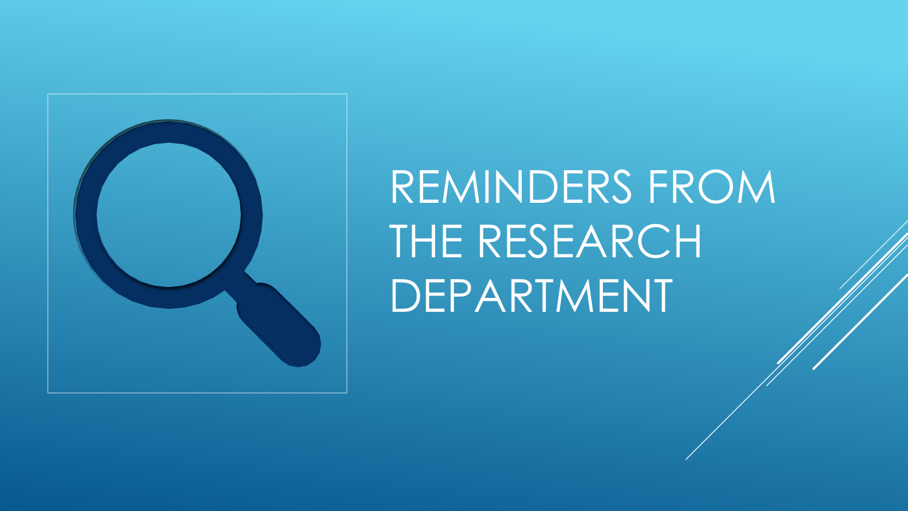# REMINDERS FROM THE RESEARCH DEPARTMENT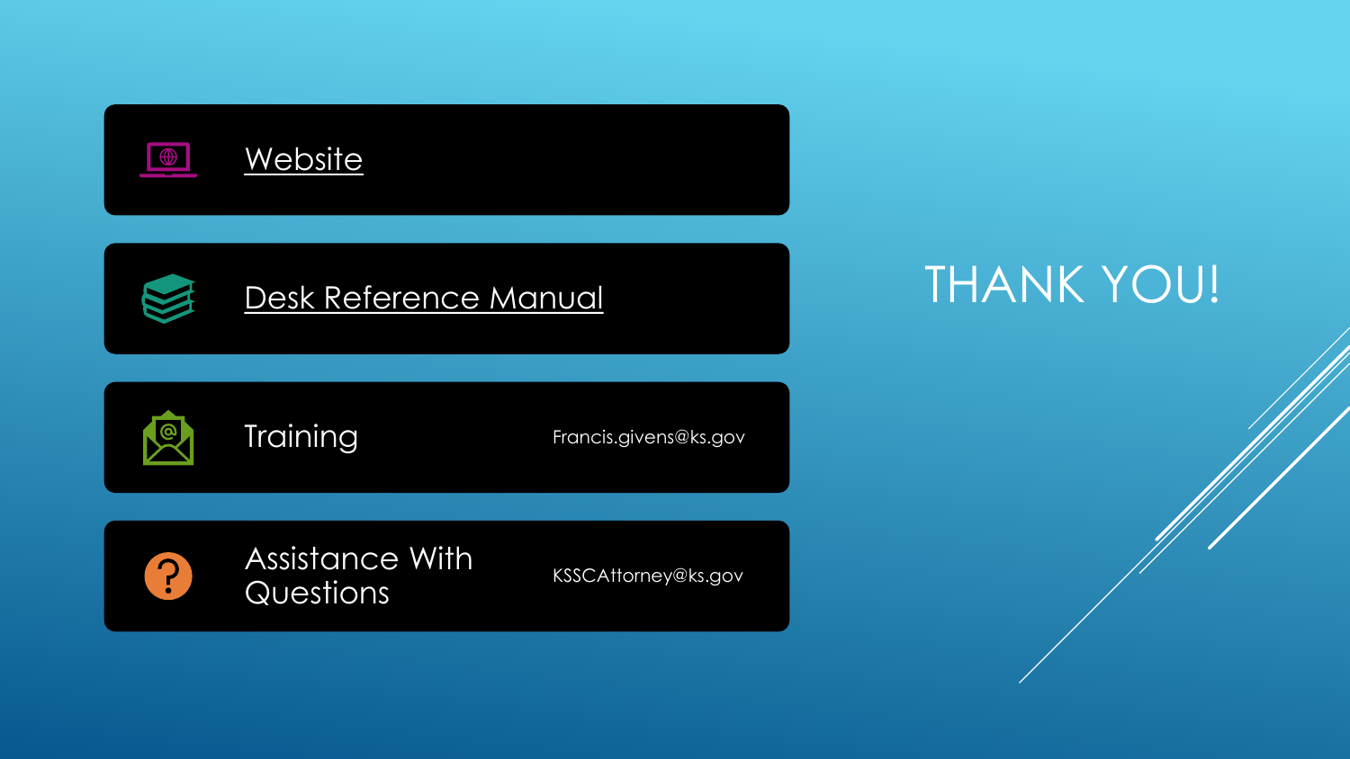# THANK YOU!

- Website
- Desk Reference Manual
- Training — Francis.givens@ks.gov
- Assistance With Questions — KSSCAttorney@ks.gov